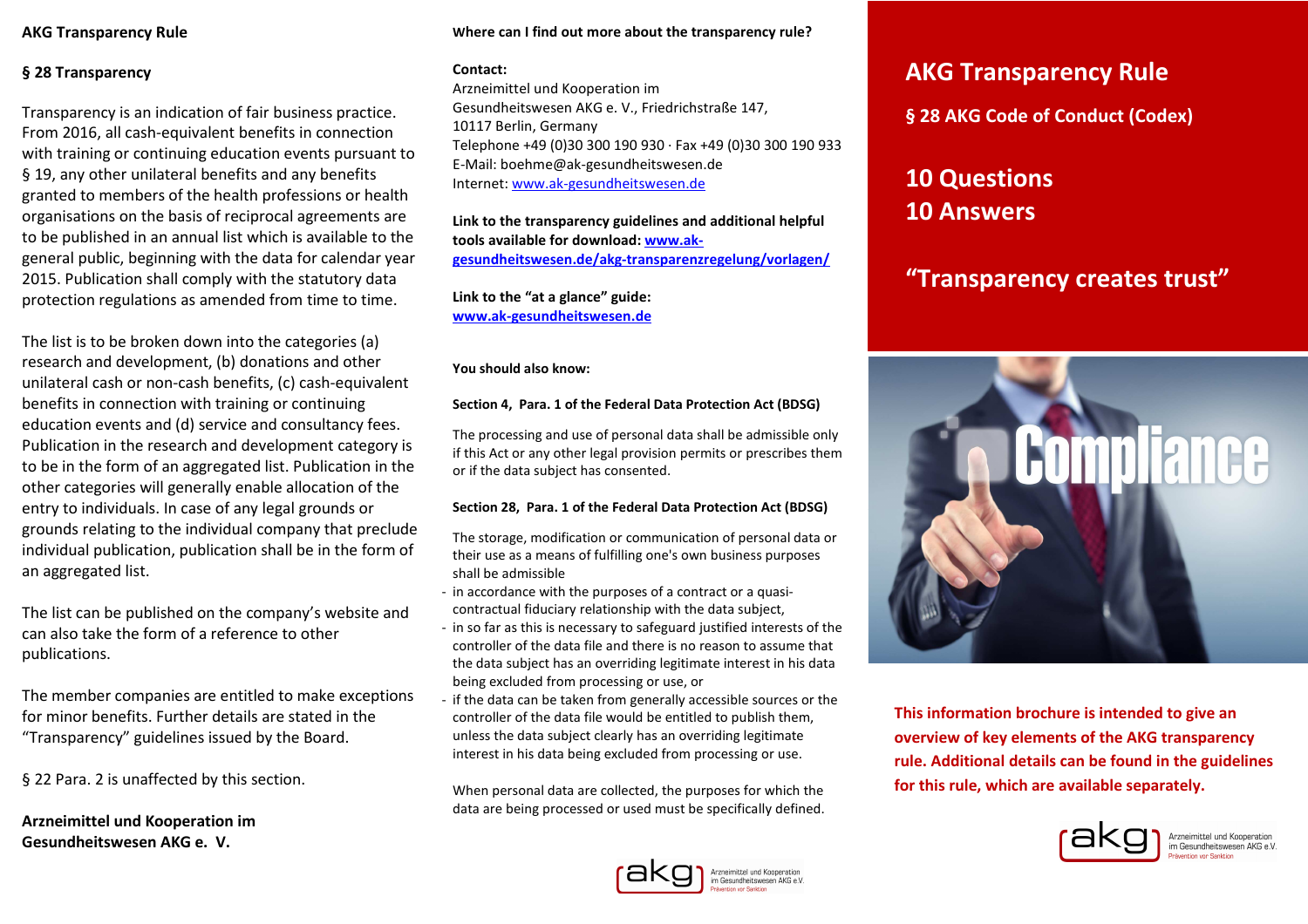**AKG Transparency Rule**

## § 28 Transparency

Transparency is an indication of fair business practice. From 2016, all cash-equivalent benefits in connection with training or continuing education events pursuant to § 19, any other unilateral benefits and any benefits granted to members of the health professions or health organisations on the basis of reciprocal agreements are to be published in an annual list which is available to the general public, beginning with the data for calendar year 2015. Publication shall comply with the statutory data protection regulations as amended from time to time.

The list is to be broken down into the categories (a) research and development, (b) donations and other unilateral cash or non-cash benefits, (c) cash-equivalent benefits in connection with training or continuing education events and (d) service and consultancy fees. Publication in the research and development category is to be in the form of an aggregated list. Publication in the other categories will generally enable allocation of the entry to individuals. In case of any legal grounds or grounds relating to the individual company that preclude individual publication, publication shall be in the form of an aggregated list.

The list can be published on the company's website and can also take the form of a reference to other publications.

The member companies are entitled to make exceptions for minor benefits. Further details are stated in the "Transparency" guidelines issued by the Board.

§ 22 Para. 2 is unaffected by this section.

**Arzneimittel und Kooperation im Gesundheitswesen AKG e. V.**

**Where can I find out more about the transparency rule?**

**Contact:**
Arzneimittel und Kooperation im
Gesundheitswesen AKG e. V., Friedrichstraße 147,
10117 Berlin, Germany
Telephone +49 (0)30 300 190 930 · Fax +49 (0)30 300 190 933
E-Mail: boehme@ak-gesundheitswesen.de
Internet: www.ak-gesundheitswesen.de

**Link to the transparency guidelines and additional helpful tools available for download: www.ak-gesundheitswesen.de/akg-transparenzregelung/vorlagen/**

**Link to the "at a glance" guide: www.ak-gesundheitswesen.de**

**You should also know:**

**Section 4, Para. 1 of the Federal Data Protection Act (BDSG)**

The processing and use of personal data shall be admissible only if this Act or any other legal provision permits or prescribes them or if the data subject has consented.

**Section 28, Para. 1 of the Federal Data Protection Act (BDSG)**

The storage, modification or communication of personal data or their use as a means of fulfilling one's own business purposes shall be admissible

- in accordance with the purposes of a contract or a quasi-contractual fiduciary relationship with the data subject,
- in so far as this is necessary to safeguard justified interests of the controller of the data file and there is no reason to assume that the data subject has an overriding legitimate interest in his data being excluded from processing or use, or
- if the data can be taken from generally accessible sources or the controller of the data file would be entitled to publish them, unless the data subject clearly has an overriding legitimate interest in his data being excluded from processing or use.

When personal data are collected, the purposes for which the data are being processed or used must be specifically defined.

Arzneimittel und Kooperation im Gesundheitswesen AKG e.V.
Prävention vor Sanktion

# AKG Transparency Rule

## § 28 AKG Code of Conduct (Codex)

## 10 Questions
## 10 Answers

## "Transparency creates trust"

**This information brochure is intended to give an overview of key elements of the AKG transparency rule. Additional details can be found in the guidelines for this rule, which are available separately.**

Arzneimittel und Kooperation im Gesundheitswesen AKG e.V.
Prävention vor Sanktion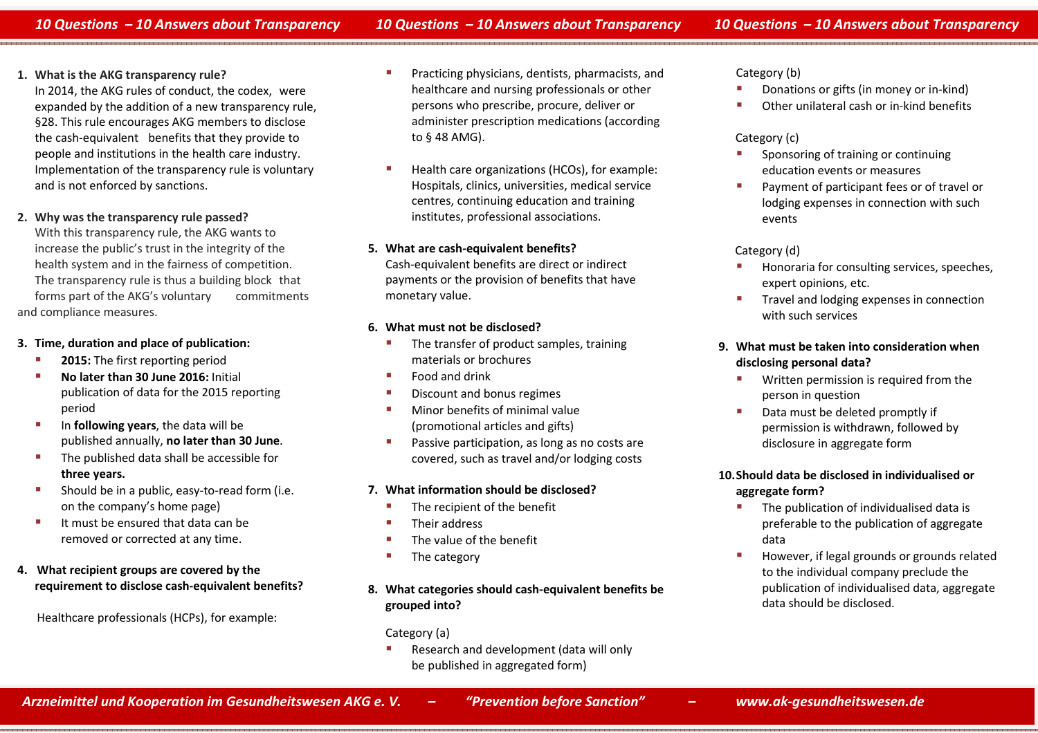# 10 Questions – 10 Answers about Transparency

1. **What is the AKG transparency rule?**
   In 2014, the AKG rules of conduct, the codex, were expanded by the addition of a new transparency rule, §28. This rule encourages AKG members to disclose the cash-equivalent benefits that they provide to people and institutions in the health care industry. Implementation of the transparency rule is voluntary and is not enforced by sanctions.

2. **Why was the transparency rule passed?**
   With this transparency rule, the AKG wants to increase the public's trust in the integrity of the health system and in the fairness of competition. The transparency rule is thus a building block that forms part of the AKG's voluntary commitments and compliance measures.

3. **Time, duration and place of publication:**
   - **2015:** The first reporting period
   - **No later than 30 June 2016:** Initial publication of data for the 2015 reporting period
   - In **following years**, the data will be published annually, **no later than 30 June**.
   - The published data shall be accessible for **three years.**
   - Should be in a public, easy-to-read form (i.e. on the company's home page)
   - It must be ensured that data can be removed or corrected at any time.

4. **What recipient groups are covered by the requirement to disclose cash-equivalent benefits?**

   Healthcare professionals (HCPs), for example:

   - Practicing physicians, dentists, pharmacists, and healthcare and nursing professionals or other persons who prescribe, procure, deliver or administer prescription medications (according to § 48 AMG).

   - Health care organizations (HCOs), for example: Hospitals, clinics, universities, medical service centres, continuing education and training institutes, professional associations.

5. **What are cash-equivalent benefits?**
   Cash-equivalent benefits are direct or indirect payments or the provision of benefits that have monetary value.

6. **What must not be disclosed?**
   - The transfer of product samples, training materials or brochures
   - Food and drink
   - Discount and bonus regimes
   - Minor benefits of minimal value (promotional articles and gifts)
   - Passive participation, as long as no costs are covered, such as travel and/or lodging costs

7. **What information should be disclosed?**
   - The recipient of the benefit
   - Their address
   - The value of the benefit
   - The category

8. **What categories should cash-equivalent benefits be grouped into?**

   Category (a)
   - Research and development (data will only be published in aggregated form)

   Category (b)
   - Donations or gifts (in money or in-kind)
   - Other unilateral cash or in-kind benefits

   Category (c)
   - Sponsoring of training or continuing education events or measures
   - Payment of participant fees or of travel or lodging expenses in connection with such events

   Category (d)
   - Honoraria for consulting services, speeches, expert opinions, etc.
   - Travel and lodging expenses in connection with such services

9. **What must be taken into consideration when disclosing personal data?**
   - Written permission is required from the person in question
   - Data must be deleted promptly if permission is withdrawn, followed by disclosure in aggregate form

10. **Should data be disclosed in individualised or aggregate form?**
    - The publication of individualised data is preferable to the publication of aggregate data
    - However, if legal grounds or grounds related to the individual company preclude the publication of individualised data, aggregate data should be disclosed.

*Arzneimittel und Kooperation im Gesundheitswesen AKG e. V. – "Prevention before Sanction" – www.ak-gesundheitswesen.de*